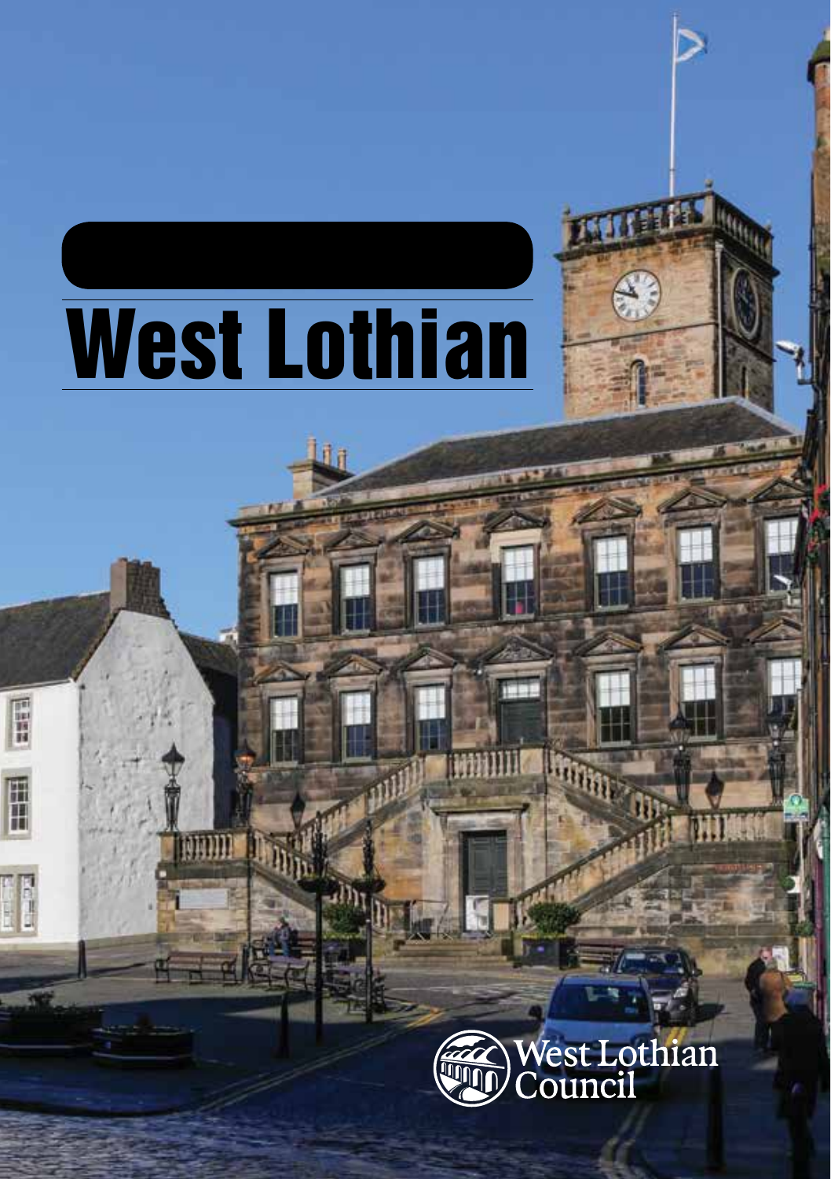# West Lothian

West Lothian Council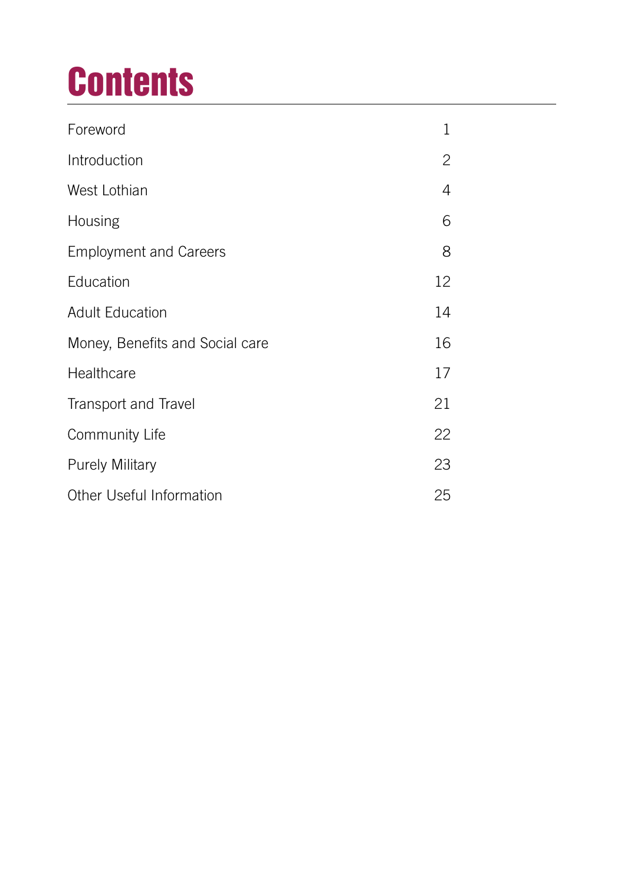# Contents

| | |
|---|---|
| Foreword | 1 |
| Introduction | 2 |
| West Lothian | 4 |
| Housing | 6 |
| Employment and Careers | 8 |
| Education | 12 |
| Adult Education | 14 |
| Money, Benefits and Social care | 16 |
| Healthcare | 17 |
| Transport and Travel | 21 |
| Community Life | 22 |
| Purely Military | 23 |
| Other Useful Information | 25 |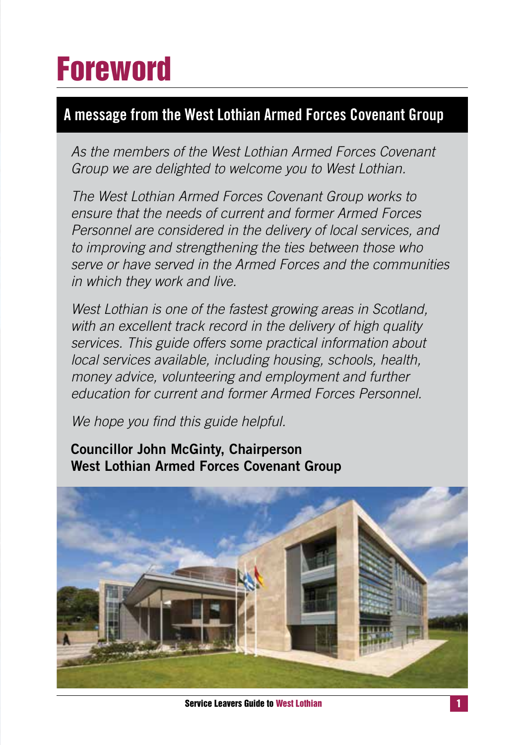# Foreword

## A message from the West Lothian Armed Forces Covenant Group

*As the members of the West Lothian Armed Forces Covenant Group we are delighted to welcome you to West Lothian.*

*The West Lothian Armed Forces Covenant Group works to ensure that the needs of current and former Armed Forces Personnel are considered in the delivery of local services, and to improving and strengthening the ties between those who serve or have served in the Armed Forces and the communities in which they work and live.*

*West Lothian is one of the fastest growing areas in Scotland, with an excellent track record in the delivery of high quality services. This guide offers some practical information about local services available, including housing, schools, health, money advice, volunteering and employment and further education for current and former Armed Forces Personnel.*

*We hope you find this guide helpful.*

**Councillor John McGinty, Chairperson**
**West Lothian Armed Forces Covenant Group**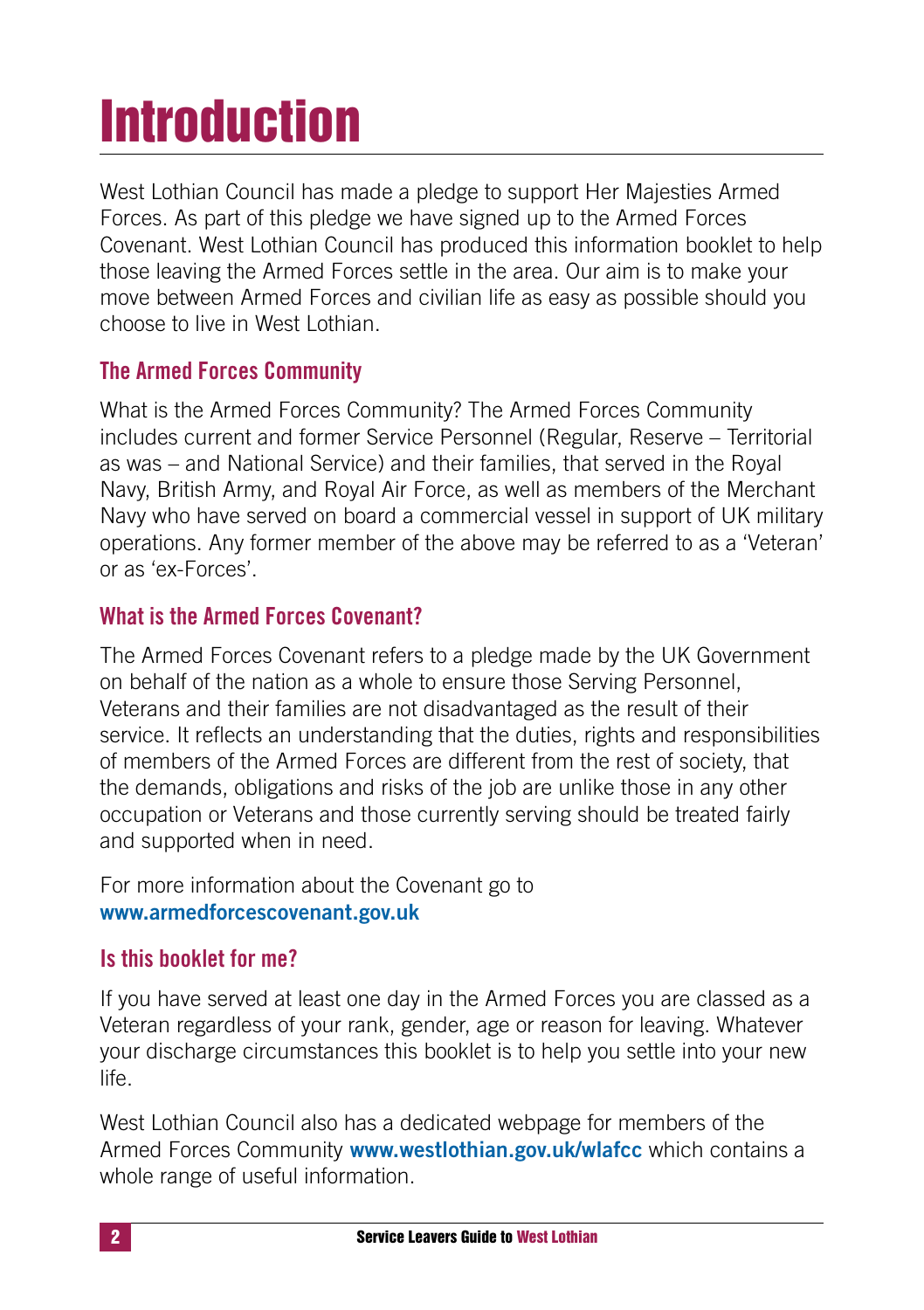# Introduction

West Lothian Council has made a pledge to support Her Majesties Armed Forces. As part of this pledge we have signed up to the Armed Forces Covenant. West Lothian Council has produced this information booklet to help those leaving the Armed Forces settle in the area. Our aim is to make your move between Armed Forces and civilian life as easy as possible should you choose to live in West Lothian.

### The Armed Forces Community

What is the Armed Forces Community? The Armed Forces Community includes current and former Service Personnel (Regular, Reserve – Territorial as was – and National Service) and their families, that served in the Royal Navy, British Army, and Royal Air Force, as well as members of the Merchant Navy who have served on board a commercial vessel in support of UK military operations. Any former member of the above may be referred to as a 'Veteran' or as 'ex-Forces'.

### What is the Armed Forces Covenant?

The Armed Forces Covenant refers to a pledge made by the UK Government on behalf of the nation as a whole to ensure those Serving Personnel, Veterans and their families are not disadvantaged as the result of their service. It reflects an understanding that the duties, rights and responsibilities of members of the Armed Forces are different from the rest of society, that the demands, obligations and risks of the job are unlike those in any other occupation or Veterans and those currently serving should be treated fairly and supported when in need.

For more information about the Covenant go to **www.armedforcescovenant.gov.uk**

### Is this booklet for me?

If you have served at least one day in the Armed Forces you are classed as a Veteran regardless of your rank, gender, age or reason for leaving. Whatever your discharge circumstances this booklet is to help you settle into your new life.

West Lothian Council also has a dedicated webpage for members of the Armed Forces Community **www.westlothian.gov.uk/wlafcc** which contains a whole range of useful information.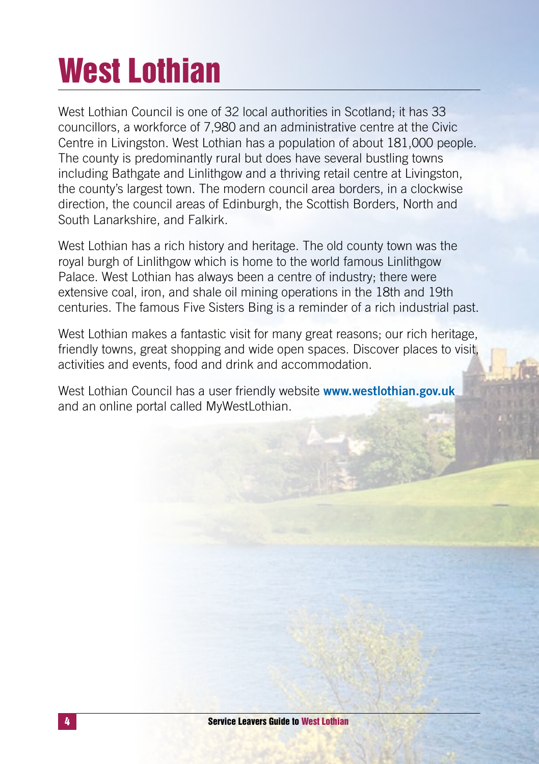# West Lothian

West Lothian Council is one of 32 local authorities in Scotland; it has 33 councillors, a workforce of 7,980 and an administrative centre at the Civic Centre in Livingston. West Lothian has a population of about 181,000 people. The county is predominantly rural but does have several bustling towns including Bathgate and Linlithgow and a thriving retail centre at Livingston, the county's largest town. The modern council area borders, in a clockwise direction, the council areas of Edinburgh, the Scottish Borders, North and South Lanarkshire, and Falkirk.

West Lothian has a rich history and heritage. The old county town was the royal burgh of Linlithgow which is home to the world famous Linlithgow Palace. West Lothian has always been a centre of industry; there were extensive coal, iron, and shale oil mining operations in the 18th and 19th centuries. The famous Five Sisters Bing is a reminder of a rich industrial past.

West Lothian makes a fantastic visit for many great reasons; our rich heritage, friendly towns, great shopping and wide open spaces. Discover places to visit, activities and events, food and drink and accommodation.

West Lothian Council has a user friendly website **www.westlothian.gov.uk** and an online portal called MyWestLothian.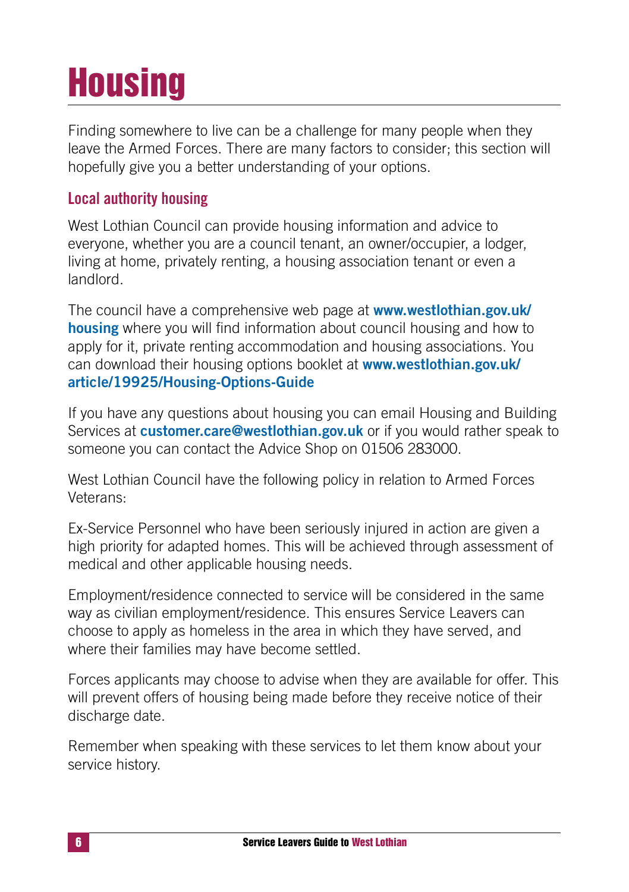# Housing

Finding somewhere to live can be a challenge for many people when they leave the Armed Forces. There are many factors to consider; this section will hopefully give you a better understanding of your options.

## Local authority housing

West Lothian Council can provide housing information and advice to everyone, whether you are a council tenant, an owner/occupier, a lodger, living at home, privately renting, a housing association tenant or even a landlord.

The council have a comprehensive web page at **www.westlothian.gov.uk/housing** where you will find information about council housing and how to apply for it, private renting accommodation and housing associations. You can download their housing options booklet at **www.westlothian.gov.uk/article/19925/Housing-Options-Guide**

If you have any questions about housing you can email Housing and Building Services at **customer.care@westlothian.gov.uk** or if you would rather speak to someone you can contact the Advice Shop on 01506 283000.

West Lothian Council have the following policy in relation to Armed Forces Veterans:

Ex-Service Personnel who have been seriously injured in action are given a high priority for adapted homes. This will be achieved through assessment of medical and other applicable housing needs.

Employment/residence connected to service will be considered in the same way as civilian employment/residence. This ensures Service Leavers can choose to apply as homeless in the area in which they have served, and where their families may have become settled.

Forces applicants may choose to advise when they are available for offer. This will prevent offers of housing being made before they receive notice of their discharge date.

Remember when speaking with these services to let them know about your service history.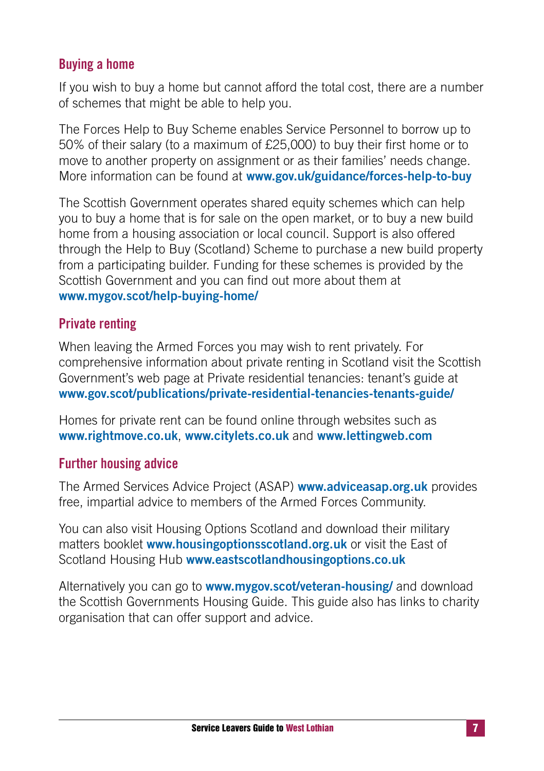## Buying a home

If you wish to buy a home but cannot afford the total cost, there are a number of schemes that might be able to help you.

The Forces Help to Buy Scheme enables Service Personnel to borrow up to 50% of their salary (to a maximum of £25,000) to buy their first home or to move to another property on assignment or as their families' needs change. More information can be found at **www.gov.uk/guidance/forces-help-to-buy**

The Scottish Government operates shared equity schemes which can help you to buy a home that is for sale on the open market, or to buy a new build home from a housing association or local council. Support is also offered through the Help to Buy (Scotland) Scheme to purchase a new build property from a participating builder. Funding for these schemes is provided by the Scottish Government and you can find out more about them at **www.mygov.scot/help-buying-home/**

## Private renting

When leaving the Armed Forces you may wish to rent privately. For comprehensive information about private renting in Scotland visit the Scottish Government's web page at Private residential tenancies: tenant's guide at **www.gov.scot/publications/private-residential-tenancies-tenants-guide/**

Homes for private rent can be found online through websites such as **www.rightmove.co.uk**, **www.citylets.co.uk** and **www.lettingweb.com**

## Further housing advice

The Armed Services Advice Project (ASAP) **www.adviceasap.org.uk** provides free, impartial advice to members of the Armed Forces Community.

You can also visit Housing Options Scotland and download their military matters booklet **www.housingoptionsscotland.org.uk** or visit the East of Scotland Housing Hub **www.eastscotlandhousingoptions.co.uk**

Alternatively you can go to **www.mygov.scot/veteran-housing/** and download the Scottish Governments Housing Guide. This guide also has links to charity organisation that can offer support and advice.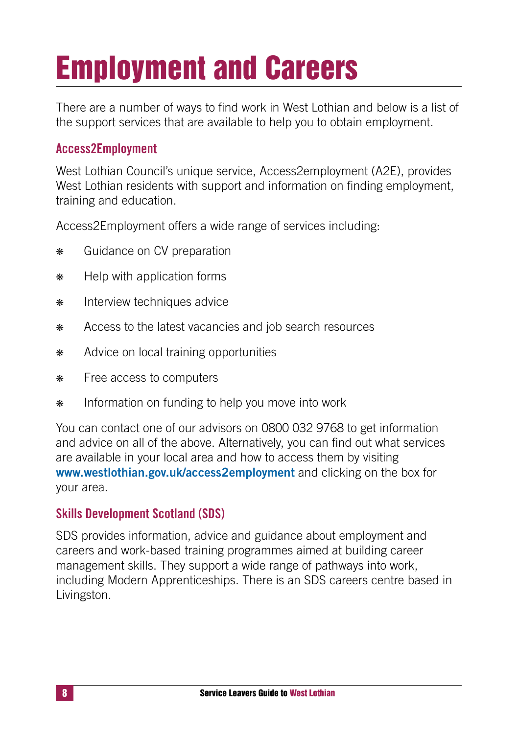# Employment and Careers

There are a number of ways to find work in West Lothian and below is a list of the support services that are available to help you to obtain employment.

## Access2Employment

West Lothian Council's unique service, Access2employment (A2E), provides West Lothian residents with support and information on finding employment, training and education.

Access2Employment offers a wide range of services including:

- Guidance on CV preparation
- Help with application forms
- Interview techniques advice
- Access to the latest vacancies and job search resources
- Advice on local training opportunities
- Free access to computers
- Information on funding to help you move into work

You can contact one of our advisors on 0800 032 9768 to get information and advice on all of the above. Alternatively, you can find out what services are available in your local area and how to access them by visiting **www.westlothian.gov.uk/access2employment** and clicking on the box for your area.

## Skills Development Scotland (SDS)

SDS provides information, advice and guidance about employment and careers and work-based training programmes aimed at building career management skills. They support a wide range of pathways into work, including Modern Apprenticeships. There is an SDS careers centre based in Livingston.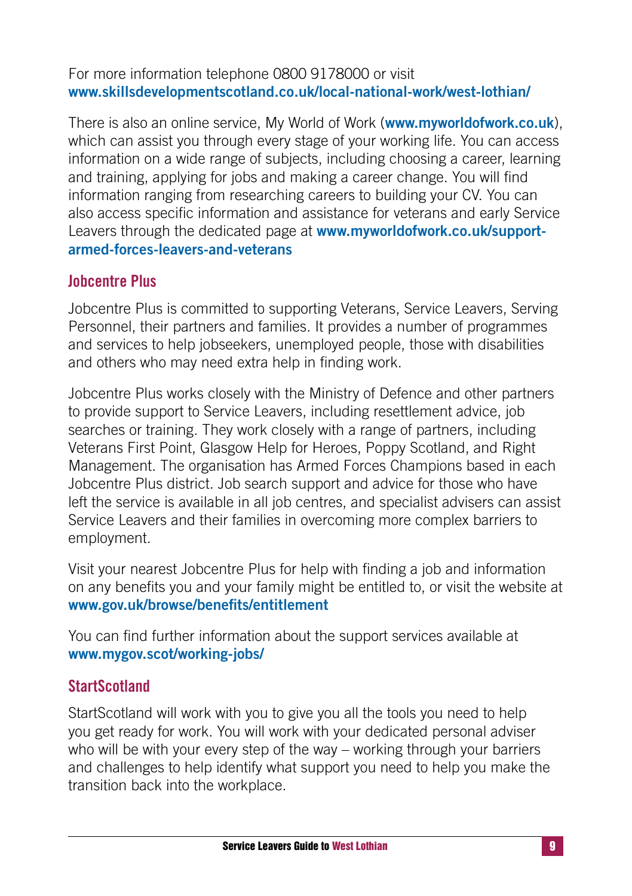For more information telephone 0800 9178000 or visit **www.skillsdevelopmentscotland.co.uk/local-national-work/west-lothian/**

There is also an online service, My World of Work (**www.myworldofwork.co.uk**), which can assist you through every stage of your working life. You can access information on a wide range of subjects, including choosing a career, learning and training, applying for jobs and making a career change. You will find information ranging from researching careers to building your CV. You can also access specific information and assistance for veterans and early Service Leavers through the dedicated page at **www.myworldofwork.co.uk/support-armed-forces-leavers-and-veterans**

## Jobcentre Plus

Jobcentre Plus is committed to supporting Veterans, Service Leavers, Serving Personnel, their partners and families. It provides a number of programmes and services to help jobseekers, unemployed people, those with disabilities and others who may need extra help in finding work.

Jobcentre Plus works closely with the Ministry of Defence and other partners to provide support to Service Leavers, including resettlement advice, job searches or training. They work closely with a range of partners, including Veterans First Point, Glasgow Help for Heroes, Poppy Scotland, and Right Management. The organisation has Armed Forces Champions based in each Jobcentre Plus district. Job search support and advice for those who have left the service is available in all job centres, and specialist advisers can assist Service Leavers and their families in overcoming more complex barriers to employment.

Visit your nearest Jobcentre Plus for help with finding a job and information on any benefits you and your family might be entitled to, or visit the website at **www.gov.uk/browse/benefits/entitlement**

You can find further information about the support services available at **www.mygov.scot/working-jobs/**

## StartScotland

StartScotland will work with you to give you all the tools you need to help you get ready for work. You will work with your dedicated personal adviser who will be with your every step of the way – working through your barriers and challenges to help identify what support you need to help you make the transition back into the workplace.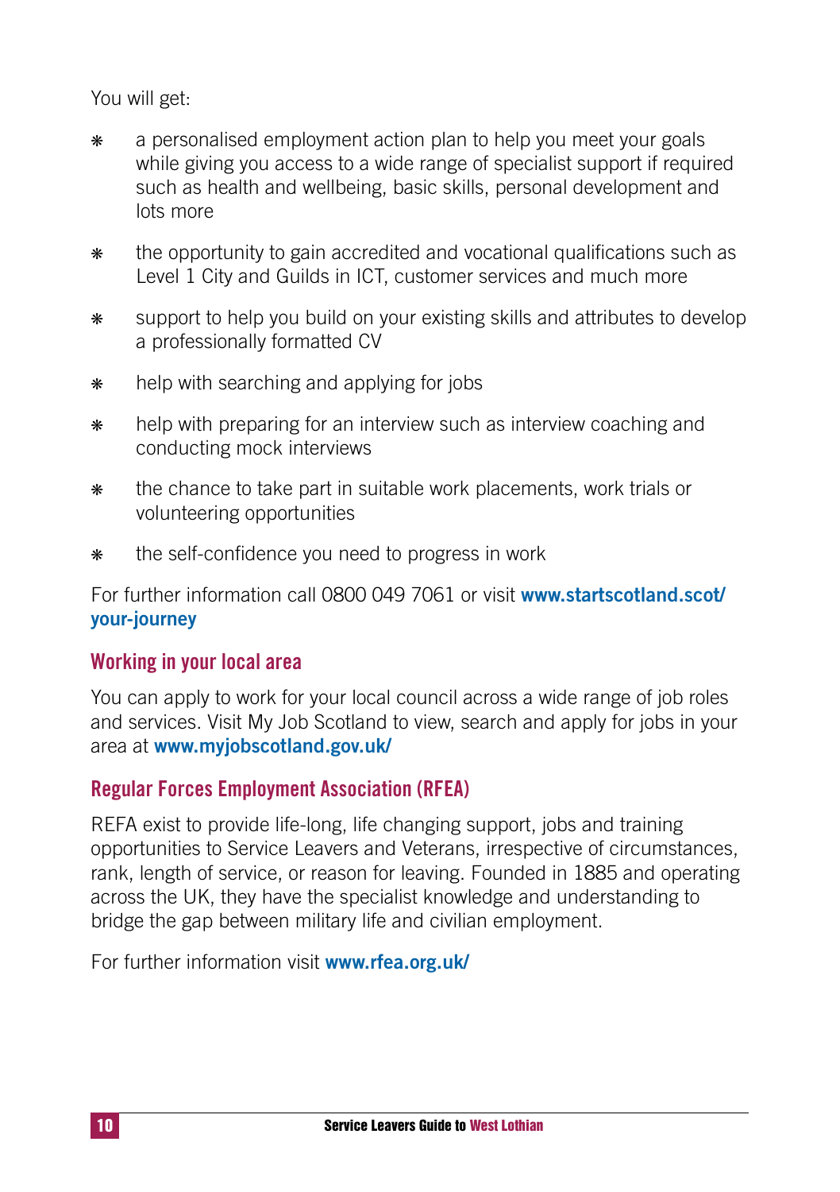You will get:

- a personalised employment action plan to help you meet your goals while giving you access to a wide range of specialist support if required such as health and wellbeing, basic skills, personal development and lots more
- the opportunity to gain accredited and vocational qualifications such as Level 1 City and Guilds in ICT, customer services and much more
- support to help you build on your existing skills and attributes to develop a professionally formatted CV
- help with searching and applying for jobs
- help with preparing for an interview such as interview coaching and conducting mock interviews
- the chance to take part in suitable work placements, work trials or volunteering opportunities
- the self-confidence you need to progress in work

For further information call 0800 049 7061 or visit **www.startscotland.scot/your-journey**

## Working in your local area

You can apply to work for your local council across a wide range of job roles and services. Visit My Job Scotland to view, search and apply for jobs in your area at **www.myjobscotland.gov.uk/**

## Regular Forces Employment Association (RFEA)

REFA exist to provide life-long, life changing support, jobs and training opportunities to Service Leavers and Veterans, irrespective of circumstances, rank, length of service, or reason for leaving. Founded in 1885 and operating across the UK, they have the specialist knowledge and understanding to bridge the gap between military life and civilian employment.

For further information visit **www.rfea.org.uk/**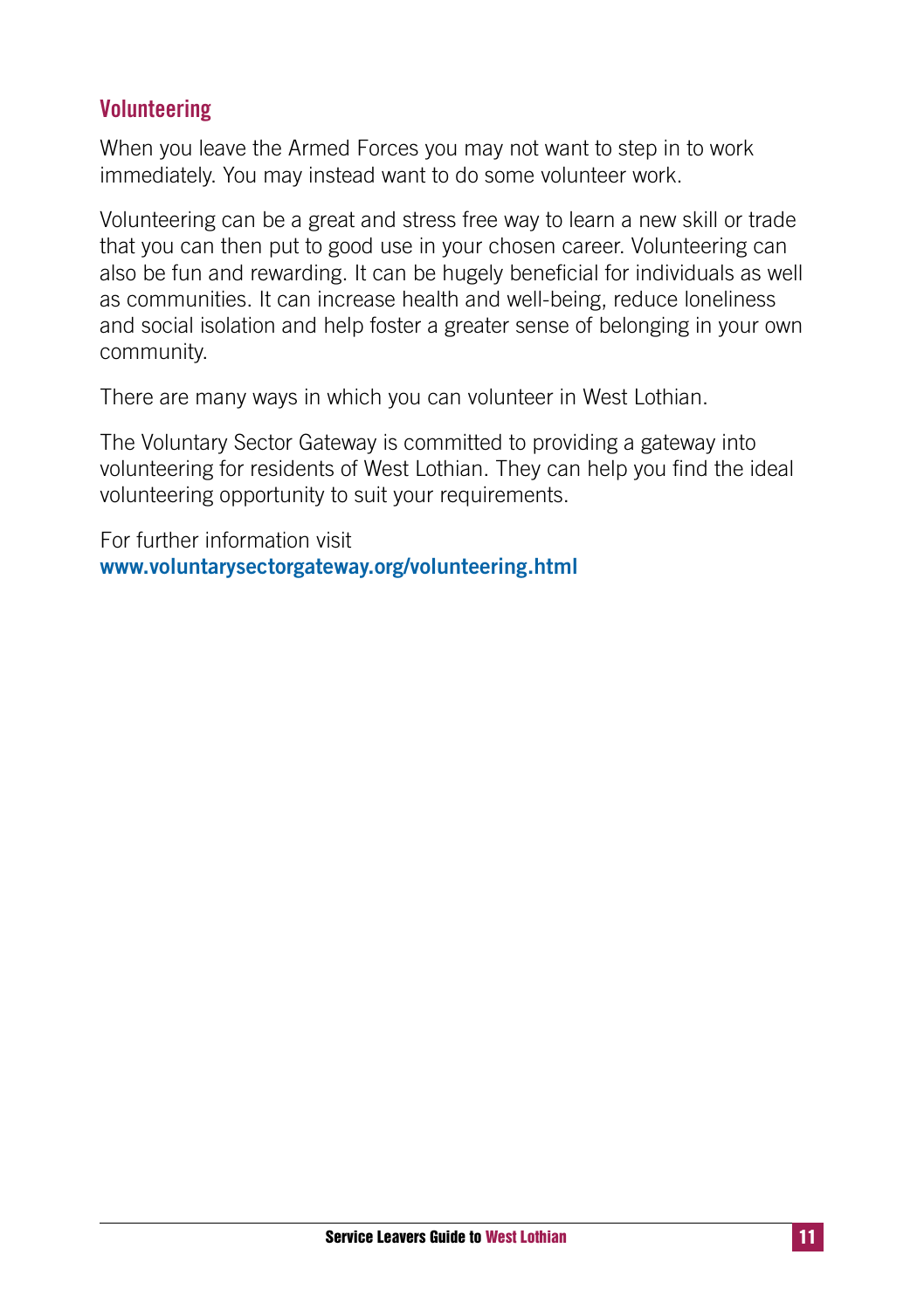## Volunteering

When you leave the Armed Forces you may not want to step in to work immediately. You may instead want to do some volunteer work.

Volunteering can be a great and stress free way to learn a new skill or trade that you can then put to good use in your chosen career. Volunteering can also be fun and rewarding. It can be hugely beneficial for individuals as well as communities. It can increase health and well-being, reduce loneliness and social isolation and help foster a greater sense of belonging in your own community.

There are many ways in which you can volunteer in West Lothian.

The Voluntary Sector Gateway is committed to providing a gateway into volunteering for residents of West Lothian. They can help you find the ideal volunteering opportunity to suit your requirements.

For further information visit
**www.voluntarysectorgateway.org/volunteering.html**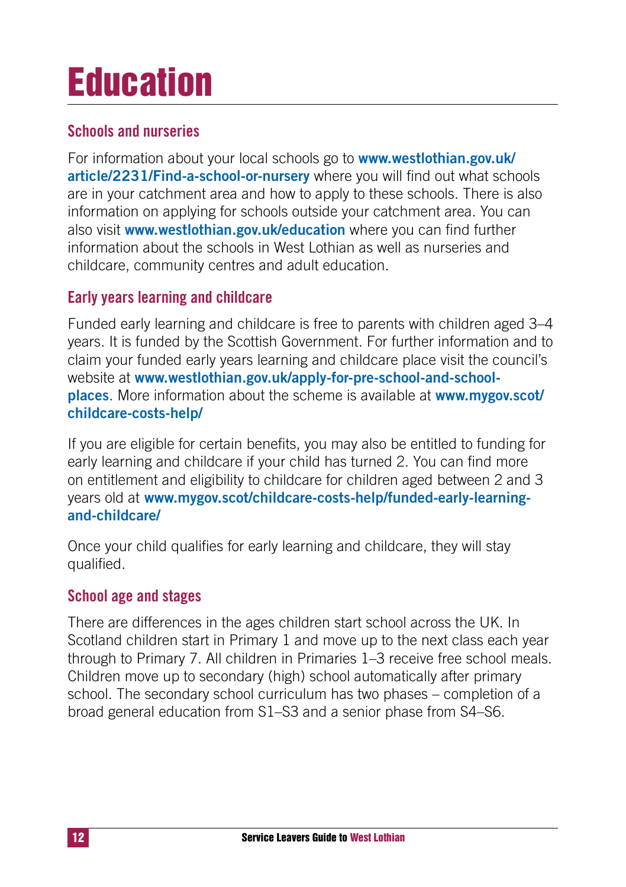# Education

## Schools and nurseries

For information about your local schools go to **www.westlothian.gov.uk/article/2231/Find-a-school-or-nursery** where you will find out what schools are in your catchment area and how to apply to these schools. There is also information on applying for schools outside your catchment area. You can also visit **www.westlothian.gov.uk/education** where you can find further information about the schools in West Lothian as well as nurseries and childcare, community centres and adult education.

## Early years learning and childcare

Funded early learning and childcare is free to parents with children aged 3–4 years. It is funded by the Scottish Government. For further information and to claim your funded early years learning and childcare place visit the council's website at **www.westlothian.gov.uk/apply-for-pre-school-and-school-places**. More information about the scheme is available at **www.mygov.scot/childcare-costs-help/**

If you are eligible for certain benefits, you may also be entitled to funding for early learning and childcare if your child has turned 2. You can find more on entitlement and eligibility to childcare for children aged between 2 and 3 years old at **www.mygov.scot/childcare-costs-help/funded-early-learning-and-childcare/**

Once your child qualifies for early learning and childcare, they will stay qualified.

## School age and stages

There are differences in the ages children start school across the UK. In Scotland children start in Primary 1 and move up to the next class each year through to Primary 7. All children in Primaries 1–3 receive free school meals. Children move up to secondary (high) school automatically after primary school. The secondary school curriculum has two phases – completion of a broad general education from S1–S3 and a senior phase from S4–S6.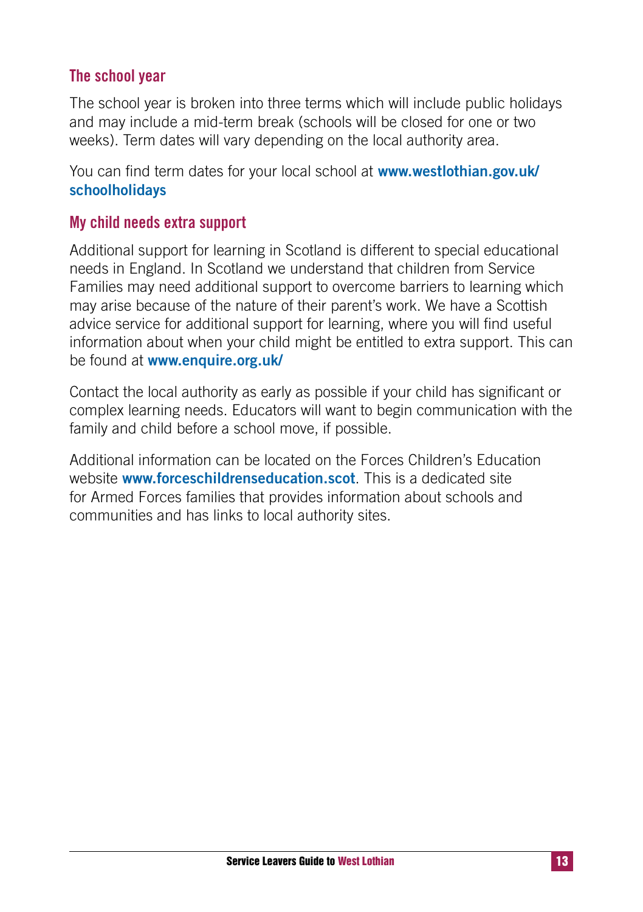## The school year

The school year is broken into three terms which will include public holidays and may include a mid-term break (schools will be closed for one or two weeks). Term dates will vary depending on the local authority area.

You can find term dates for your local school at **www.westlothian.gov.uk/schoolholidays**

## My child needs extra support

Additional support for learning in Scotland is different to special educational needs in England. In Scotland we understand that children from Service Families may need additional support to overcome barriers to learning which may arise because of the nature of their parent's work. We have a Scottish advice service for additional support for learning, where you will find useful information about when your child might be entitled to extra support. This can be found at **www.enquire.org.uk/**

Contact the local authority as early as possible if your child has significant or complex learning needs. Educators will want to begin communication with the family and child before a school move, if possible.

Additional information can be located on the Forces Children's Education website **www.forceschildrenseducation.scot**. This is a dedicated site for Armed Forces families that provides information about schools and communities and has links to local authority sites.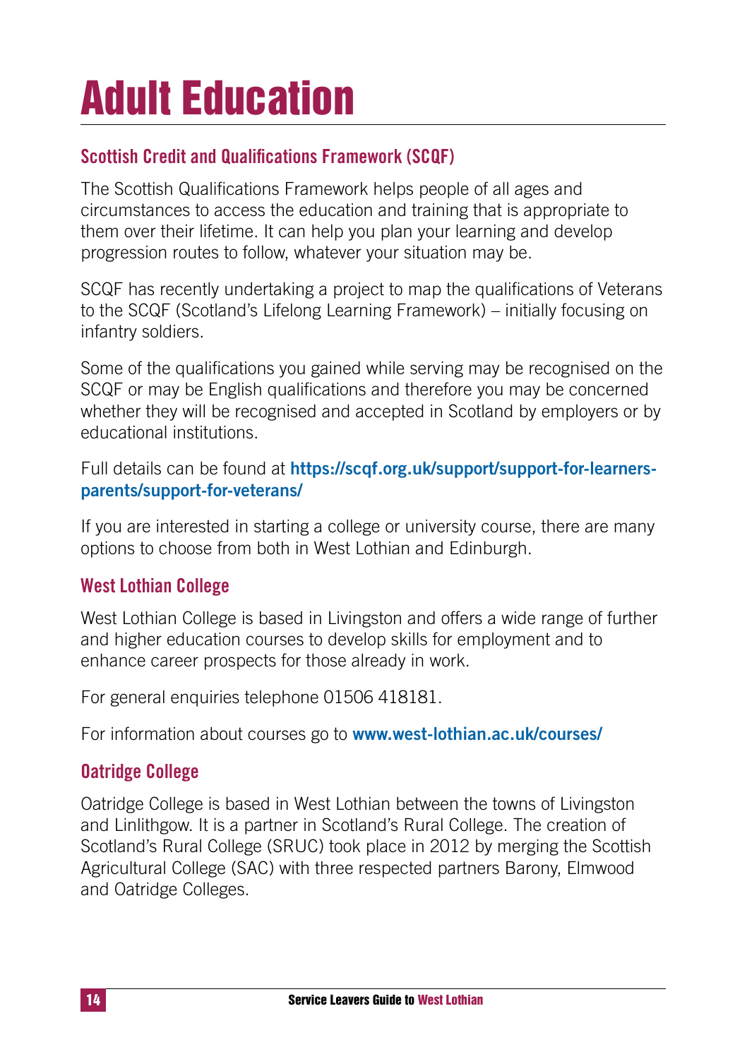# Adult Education

## Scottish Credit and Qualifications Framework (SCQF)

The Scottish Qualifications Framework helps people of all ages and circumstances to access the education and training that is appropriate to them over their lifetime. It can help you plan your learning and develop progression routes to follow, whatever your situation may be.

SCQF has recently undertaking a project to map the qualifications of Veterans to the SCQF (Scotland's Lifelong Learning Framework) – initially focusing on infantry soldiers.

Some of the qualifications you gained while serving may be recognised on the SCQF or may be English qualifications and therefore you may be concerned whether they will be recognised and accepted in Scotland by employers or by educational institutions.

Full details can be found at **https://scqf.org.uk/support/support-for-learners-parents/support-for-veterans/**

If you are interested in starting a college or university course, there are many options to choose from both in West Lothian and Edinburgh.

## West Lothian College

West Lothian College is based in Livingston and offers a wide range of further and higher education courses to develop skills for employment and to enhance career prospects for those already in work.

For general enquiries telephone 01506 418181.

For information about courses go to **www.west-lothian.ac.uk/courses/**

## Oatridge College

Oatridge College is based in West Lothian between the towns of Livingston and Linlithgow. It is a partner in Scotland's Rural College. The creation of Scotland's Rural College (SRUC) took place in 2012 by merging the Scottish Agricultural College (SAC) with three respected partners Barony, Elmwood and Oatridge Colleges.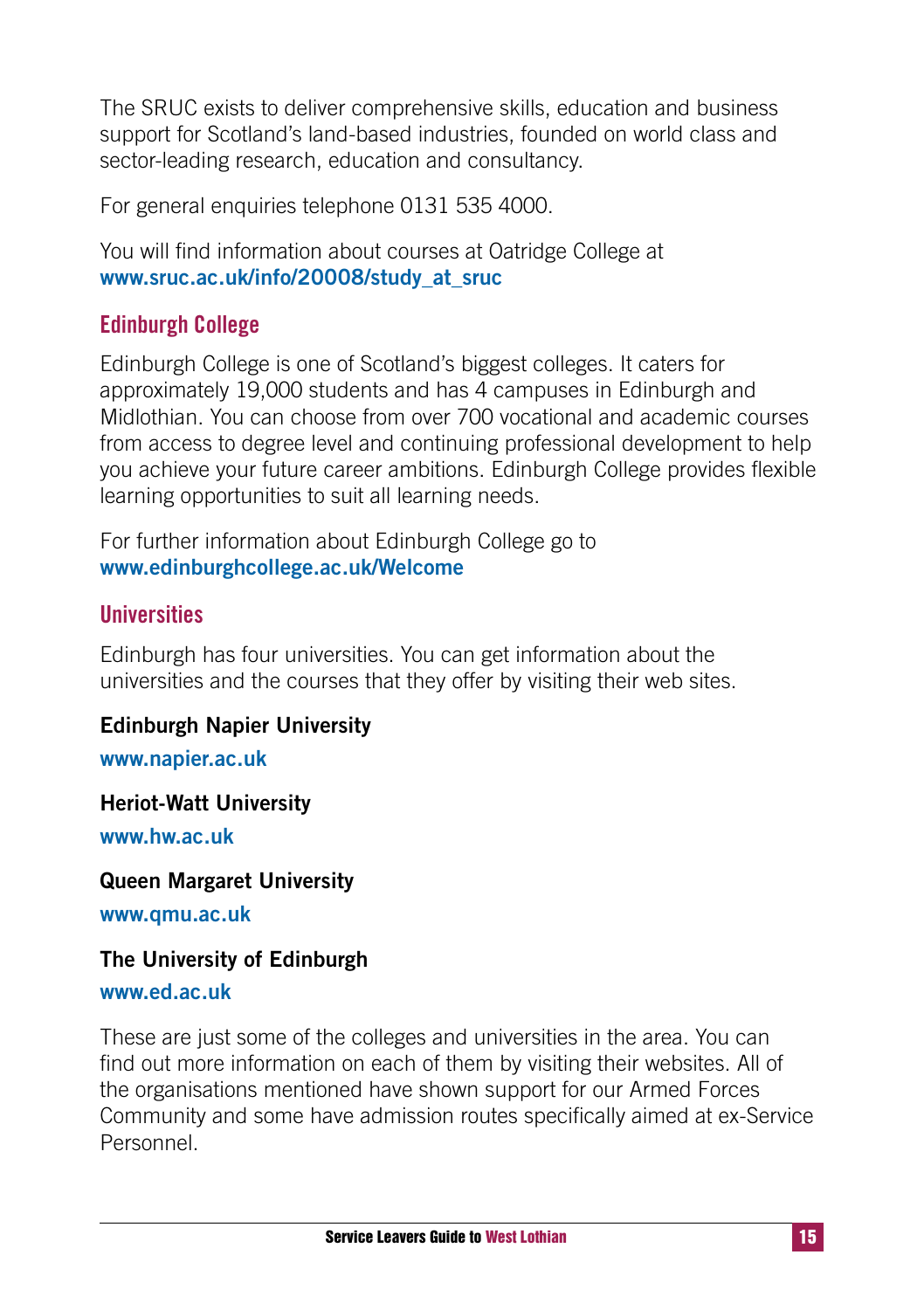The SRUC exists to deliver comprehensive skills, education and business support for Scotland's land-based industries, founded on world class and sector-leading research, education and consultancy.

For general enquiries telephone 0131 535 4000.

You will find information about courses at Oatridge College at **www.sruc.ac.uk/info/20008/study_at_sruc**

## Edinburgh College

Edinburgh College is one of Scotland's biggest colleges. It caters for approximately 19,000 students and has 4 campuses in Edinburgh and Midlothian. You can choose from over 700 vocational and academic courses from access to degree level and continuing professional development to help you achieve your future career ambitions. Edinburgh College provides flexible learning opportunities to suit all learning needs.

For further information about Edinburgh College go to **www.edinburghcollege.ac.uk/Welcome**

## Universities

Edinburgh has four universities. You can get information about the universities and the courses that they offer by visiting their web sites.

**Edinburgh Napier University**

**www.napier.ac.uk**

**Heriot-Watt University**

**www.hw.ac.uk**

**Queen Margaret University**

**www.qmu.ac.uk**

**The University of Edinburgh**

**www.ed.ac.uk**

These are just some of the colleges and universities in the area. You can find out more information on each of them by visiting their websites. All of the organisations mentioned have shown support for our Armed Forces Community and some have admission routes specifically aimed at ex-Service Personnel.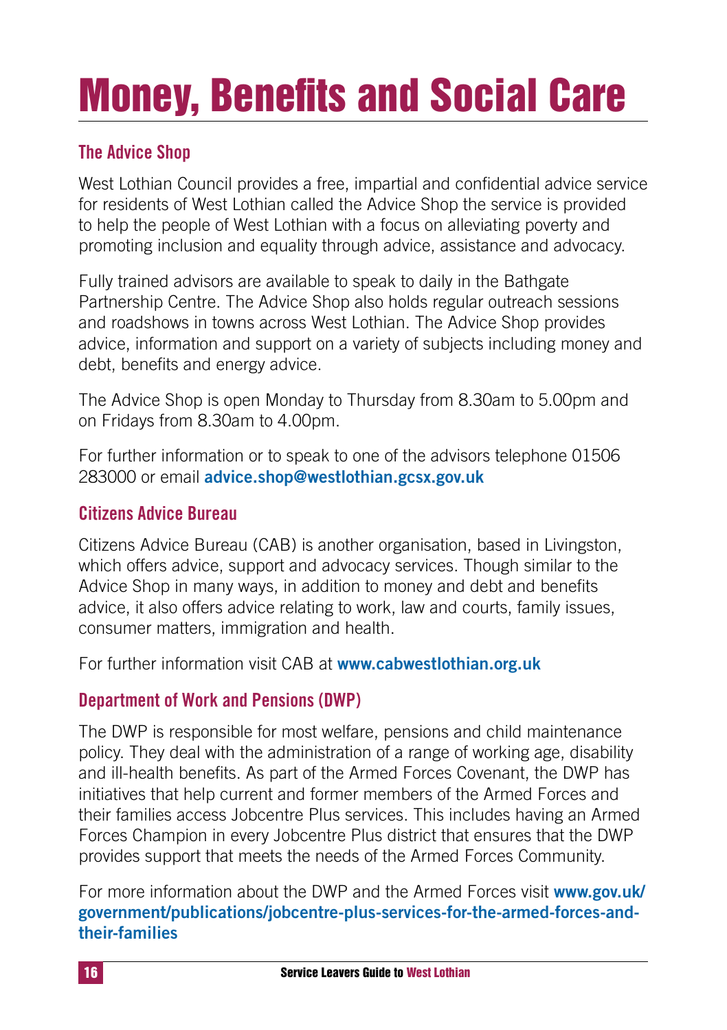# Money, Benefits and Social Care

## The Advice Shop

West Lothian Council provides a free, impartial and confidential advice service for residents of West Lothian called the Advice Shop the service is provided to help the people of West Lothian with a focus on alleviating poverty and promoting inclusion and equality through advice, assistance and advocacy.

Fully trained advisors are available to speak to daily in the Bathgate Partnership Centre. The Advice Shop also holds regular outreach sessions and roadshows in towns across West Lothian. The Advice Shop provides advice, information and support on a variety of subjects including money and debt, benefits and energy advice.

The Advice Shop is open Monday to Thursday from 8.30am to 5.00pm and on Fridays from 8.30am to 4.00pm.

For further information or to speak to one of the advisors telephone 01506 283000 or email **advice.shop@westlothian.gcsx.gov.uk**

## Citizens Advice Bureau

Citizens Advice Bureau (CAB) is another organisation, based in Livingston, which offers advice, support and advocacy services. Though similar to the Advice Shop in many ways, in addition to money and debt and benefits advice, it also offers advice relating to work, law and courts, family issues, consumer matters, immigration and health.

For further information visit CAB at **www.cabwestlothian.org.uk**

## Department of Work and Pensions (DWP)

The DWP is responsible for most welfare, pensions and child maintenance policy. They deal with the administration of a range of working age, disability and ill-health benefits. As part of the Armed Forces Covenant, the DWP has initiatives that help current and former members of the Armed Forces and their families access Jobcentre Plus services. This includes having an Armed Forces Champion in every Jobcentre Plus district that ensures that the DWP provides support that meets the needs of the Armed Forces Community.

For more information about the DWP and the Armed Forces visit **www.gov.uk/government/publications/jobcentre-plus-services-for-the-armed-forces-and-their-families**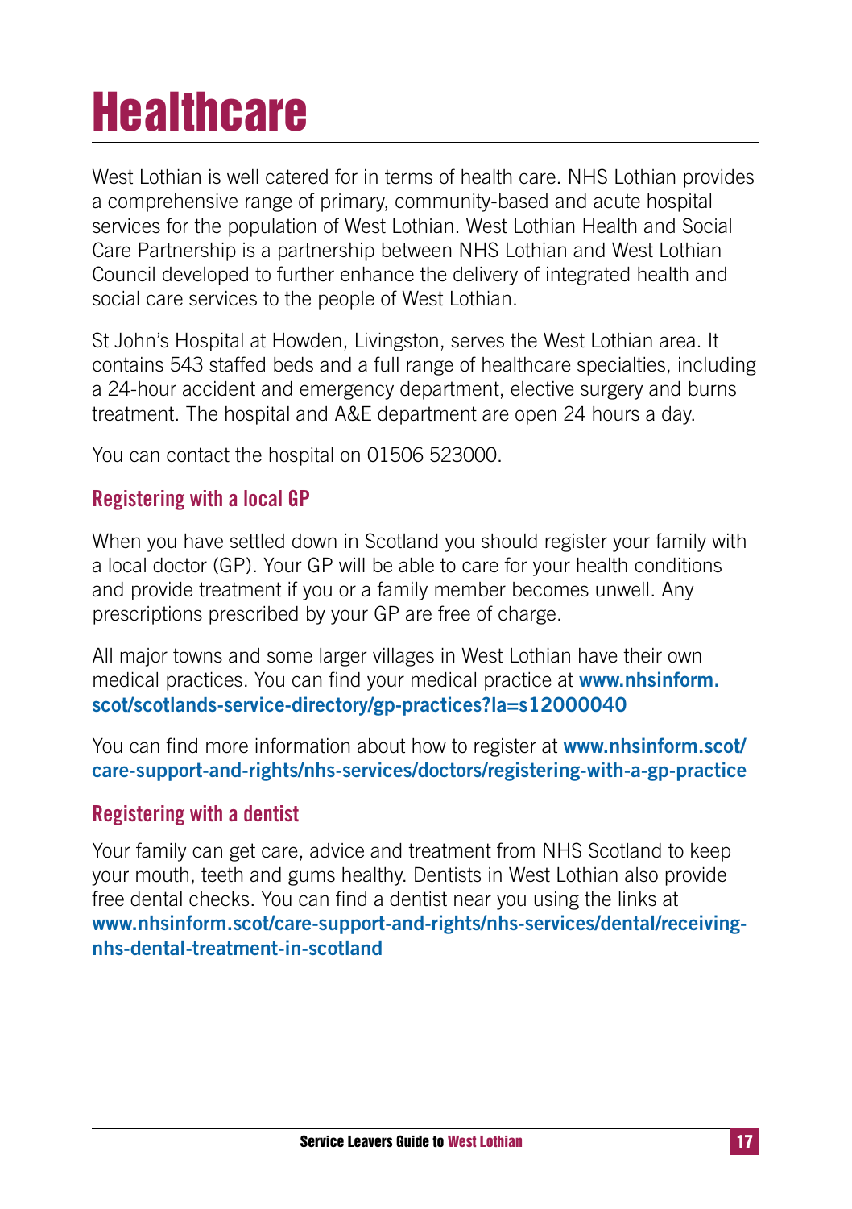# Healthcare

West Lothian is well catered for in terms of health care. NHS Lothian provides a comprehensive range of primary, community-based and acute hospital services for the population of West Lothian. West Lothian Health and Social Care Partnership is a partnership between NHS Lothian and West Lothian Council developed to further enhance the delivery of integrated health and social care services to the people of West Lothian.

St John's Hospital at Howden, Livingston, serves the West Lothian area. It contains 543 staffed beds and a full range of healthcare specialties, including a 24-hour accident and emergency department, elective surgery and burns treatment. The hospital and A&E department are open 24 hours a day.

You can contact the hospital on 01506 523000.

## Registering with a local GP

When you have settled down in Scotland you should register your family with a local doctor (GP). Your GP will be able to care for your health conditions and provide treatment if you or a family member becomes unwell. Any prescriptions prescribed by your GP are free of charge.

All major towns and some larger villages in West Lothian have their own medical practices. You can find your medical practice at **www.nhsinform.scot/scotlands-service-directory/gp-practices?la=s12000040**

You can find more information about how to register at **www.nhsinform.scot/care-support-and-rights/nhs-services/doctors/registering-with-a-gp-practice**

## Registering with a dentist

Your family can get care, advice and treatment from NHS Scotland to keep your mouth, teeth and gums healthy. Dentists in West Lothian also provide free dental checks. You can find a dentist near you using the links at **www.nhsinform.scot/care-support-and-rights/nhs-services/dental/receiving-nhs-dental-treatment-in-scotland**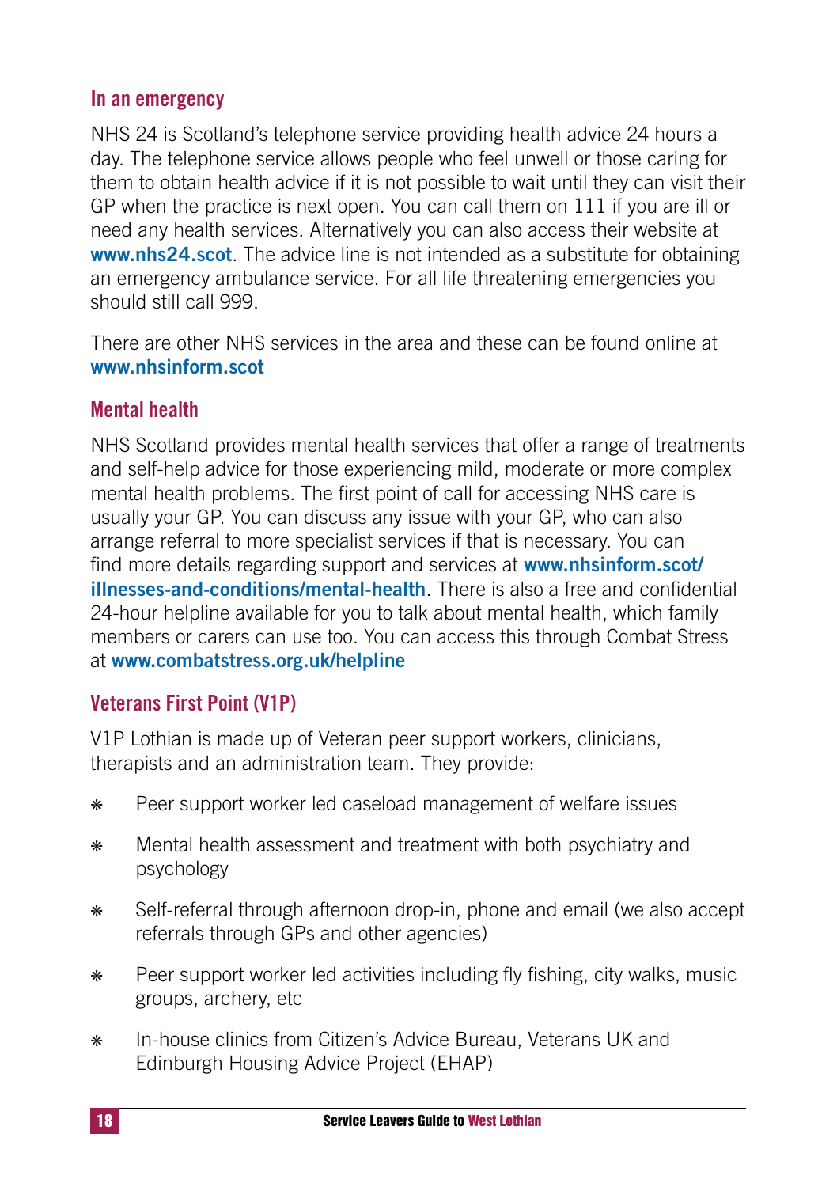## In an emergency

NHS 24 is Scotland's telephone service providing health advice 24 hours a day. The telephone service allows people who feel unwell or those caring for them to obtain health advice if it is not possible to wait until they can visit their GP when the practice is next open. You can call them on 111 if you are ill or need any health services. Alternatively you can also access their website at **www.nhs24.scot**. The advice line is not intended as a substitute for obtaining an emergency ambulance service. For all life threatening emergencies you should still call 999.

There are other NHS services in the area and these can be found online at **www.nhsinform.scot**

## Mental health

NHS Scotland provides mental health services that offer a range of treatments and self-help advice for those experiencing mild, moderate or more complex mental health problems. The first point of call for accessing NHS care is usually your GP. You can discuss any issue with your GP, who can also arrange referral to more specialist services if that is necessary. You can find more details regarding support and services at **www.nhsinform.scot/illnesses-and-conditions/mental-health**. There is also a free and confidential 24-hour helpline available for you to talk about mental health, which family members or carers can use too. You can access this through Combat Stress at **www.combatstress.org.uk/helpline**

## Veterans First Point (V1P)

V1P Lothian is made up of Veteran peer support workers, clinicians, therapists and an administration team. They provide:

- Peer support worker led caseload management of welfare issues
- Mental health assessment and treatment with both psychiatry and psychology
- Self-referral through afternoon drop-in, phone and email (we also accept referrals through GPs and other agencies)
- Peer support worker led activities including fly fishing, city walks, music groups, archery, etc
- In-house clinics from Citizen's Advice Bureau, Veterans UK and Edinburgh Housing Advice Project (EHAP)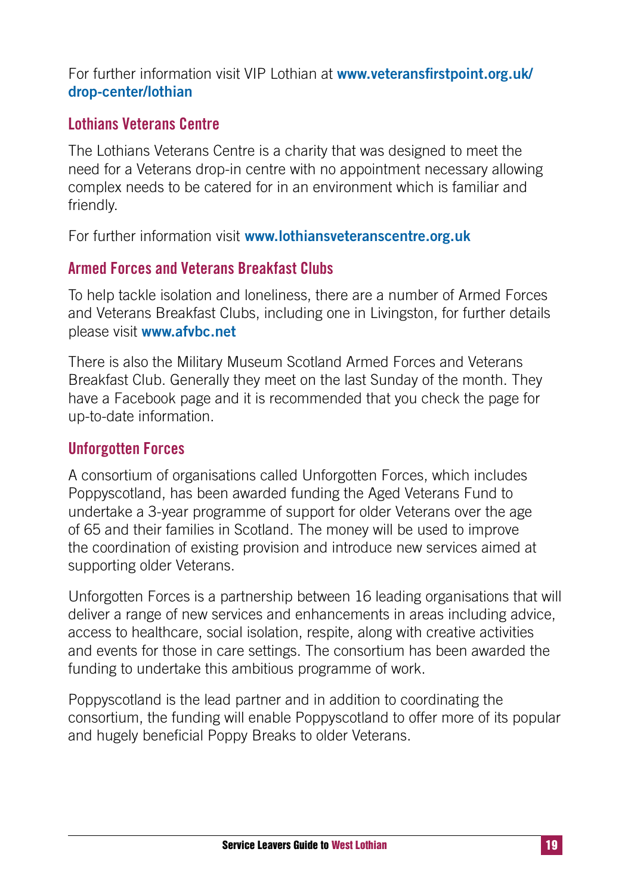For further information visit VIP Lothian at **www.veteransfirstpoint.org.uk/drop-center/lothian**

### Lothians Veterans Centre

The Lothians Veterans Centre is a charity that was designed to meet the need for a Veterans drop-in centre with no appointment necessary allowing complex needs to be catered for in an environment which is familiar and friendly.

For further information visit **www.lothiansveteranscentre.org.uk**

### Armed Forces and Veterans Breakfast Clubs

To help tackle isolation and loneliness, there are a number of Armed Forces and Veterans Breakfast Clubs, including one in Livingston, for further details please visit **www.afvbc.net**

There is also the Military Museum Scotland Armed Forces and Veterans Breakfast Club. Generally they meet on the last Sunday of the month. They have a Facebook page and it is recommended that you check the page for up-to-date information.

### Unforgotten Forces

A consortium of organisations called Unforgotten Forces, which includes Poppyscotland, has been awarded funding the Aged Veterans Fund to undertake a 3-year programme of support for older Veterans over the age of 65 and their families in Scotland. The money will be used to improve the coordination of existing provision and introduce new services aimed at supporting older Veterans.

Unforgotten Forces is a partnership between 16 leading organisations that will deliver a range of new services and enhancements in areas including advice, access to healthcare, social isolation, respite, along with creative activities and events for those in care settings. The consortium has been awarded the funding to undertake this ambitious programme of work.

Poppyscotland is the lead partner and in addition to coordinating the consortium, the funding will enable Poppyscotland to offer more of its popular and hugely beneficial Poppy Breaks to older Veterans.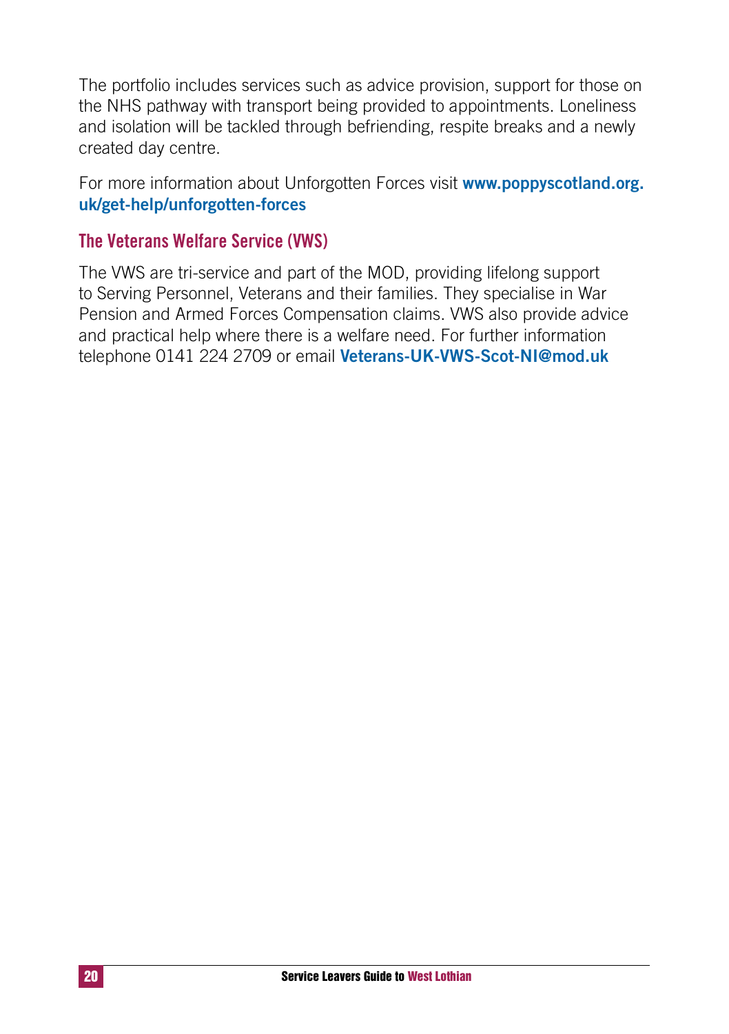The portfolio includes services such as advice provision, support for those on the NHS pathway with transport being provided to appointments. Loneliness and isolation will be tackled through befriending, respite breaks and a newly created day centre.

For more information about Unforgotten Forces visit **www.poppyscotland.org.uk/get-help/unforgotten-forces**

## The Veterans Welfare Service (VWS)

The VWS are tri-service and part of the MOD, providing lifelong support to Serving Personnel, Veterans and their families. They specialise in War Pension and Armed Forces Compensation claims. VWS also provide advice and practical help where there is a welfare need. For further information telephone 0141 224 2709 or email **Veterans-UK-VWS-Scot-NI@mod.uk**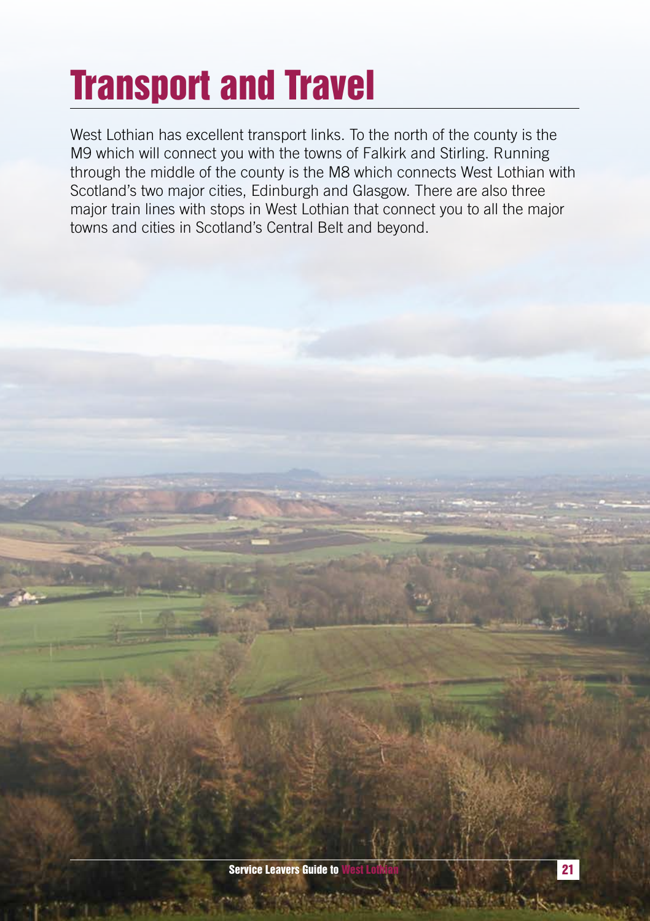# Transport and Travel

West Lothian has excellent transport links. To the north of the county is the M9 which will connect you with the towns of Falkirk and Stirling. Running through the middle of the county is the M8 which connects West Lothian with Scotland's two major cities, Edinburgh and Glasgow. There are also three major train lines with stops in West Lothian that connect you to all the major towns and cities in Scotland's Central Belt and beyond.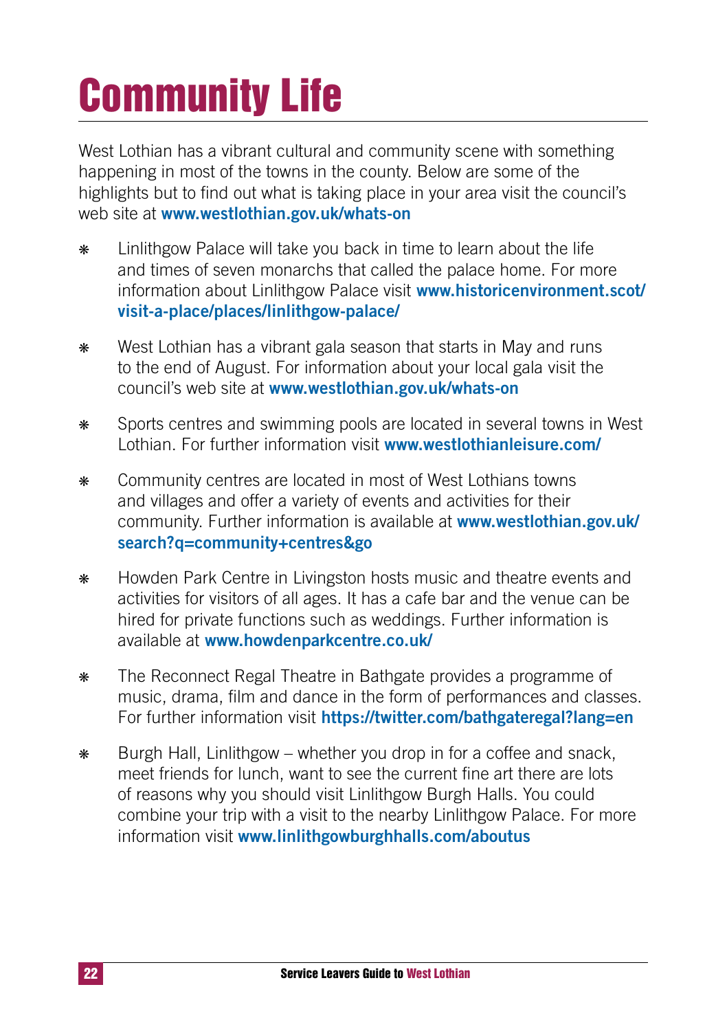# Community Life

West Lothian has a vibrant cultural and community scene with something happening in most of the towns in the county. Below are some of the highlights but to find out what is taking place in your area visit the council's web site at **www.westlothian.gov.uk/whats-on**

- Linlithgow Palace will take you back in time to learn about the life and times of seven monarchs that called the palace home. For more information about Linlithgow Palace visit **www.historicenvironment.scot/visit-a-place/places/linlithgow-palace/**

- West Lothian has a vibrant gala season that starts in May and runs to the end of August. For information about your local gala visit the council's web site at **www.westlothian.gov.uk/whats-on**

- Sports centres and swimming pools are located in several towns in West Lothian. For further information visit **www.westlothianleisure.com/**

- Community centres are located in most of West Lothians towns and villages and offer a variety of events and activities for their community. Further information is available at **www.westlothian.gov.uk/search?q=community+centres&go**

- Howden Park Centre in Livingston hosts music and theatre events and activities for visitors of all ages. It has a cafe bar and the venue can be hired for private functions such as weddings. Further information is available at **www.howdenparkcentre.co.uk/**

- The Reconnect Regal Theatre in Bathgate provides a programme of music, drama, film and dance in the form of performances and classes. For further information visit **https://twitter.com/bathgateregal?lang=en**

- Burgh Hall, Linlithgow – whether you drop in for a coffee and snack, meet friends for lunch, want to see the current fine art there are lots of reasons why you should visit Linlithgow Burgh Halls. You could combine your trip with a visit to the nearby Linlithgow Palace. For more information visit **www.linlithgowburghhalls.com/aboutus**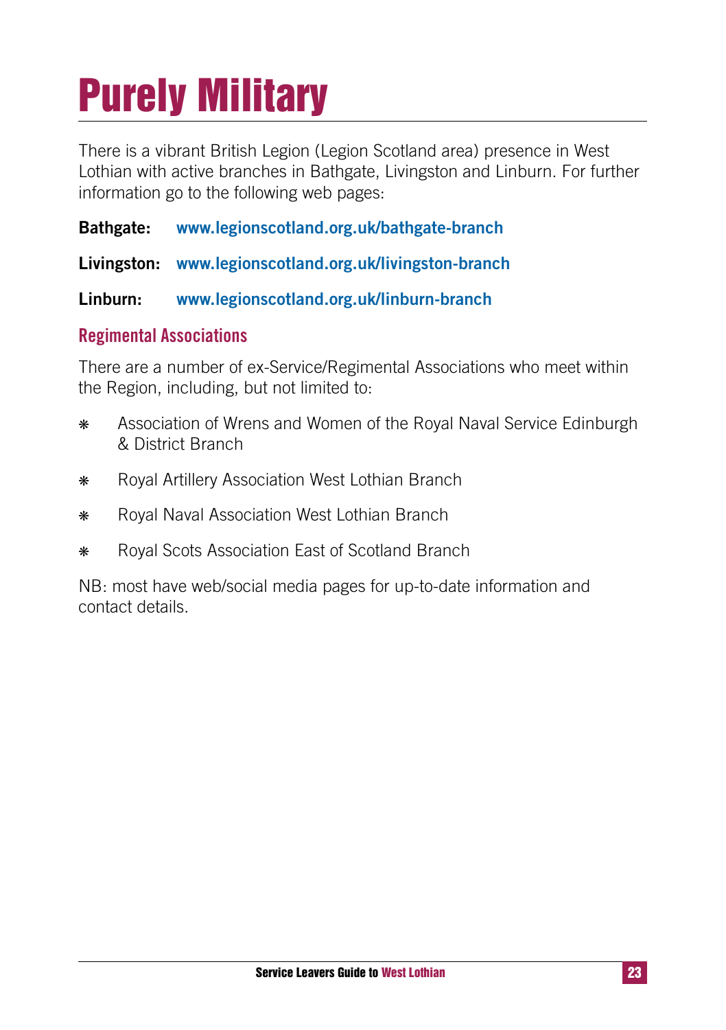# Purely Military

There is a vibrant British Legion (Legion Scotland area) presence in West Lothian with active branches in Bathgate, Livingston and Linburn. For further information go to the following web pages:

**Bathgate:** **www.legionscotland.org.uk/bathgate-branch**

**Livingston:** **www.legionscotland.org.uk/livingston-branch**

**Linburn:** **www.legionscotland.org.uk/linburn-branch**

## Regimental Associations

There are a number of ex-Service/Regimental Associations who meet within the Region, including, but not limited to:

- Association of Wrens and Women of the Royal Naval Service Edinburgh & District Branch
- Royal Artillery Association West Lothian Branch
- Royal Naval Association West Lothian Branch
- Royal Scots Association East of Scotland Branch

NB: most have web/social media pages for up-to-date information and contact details.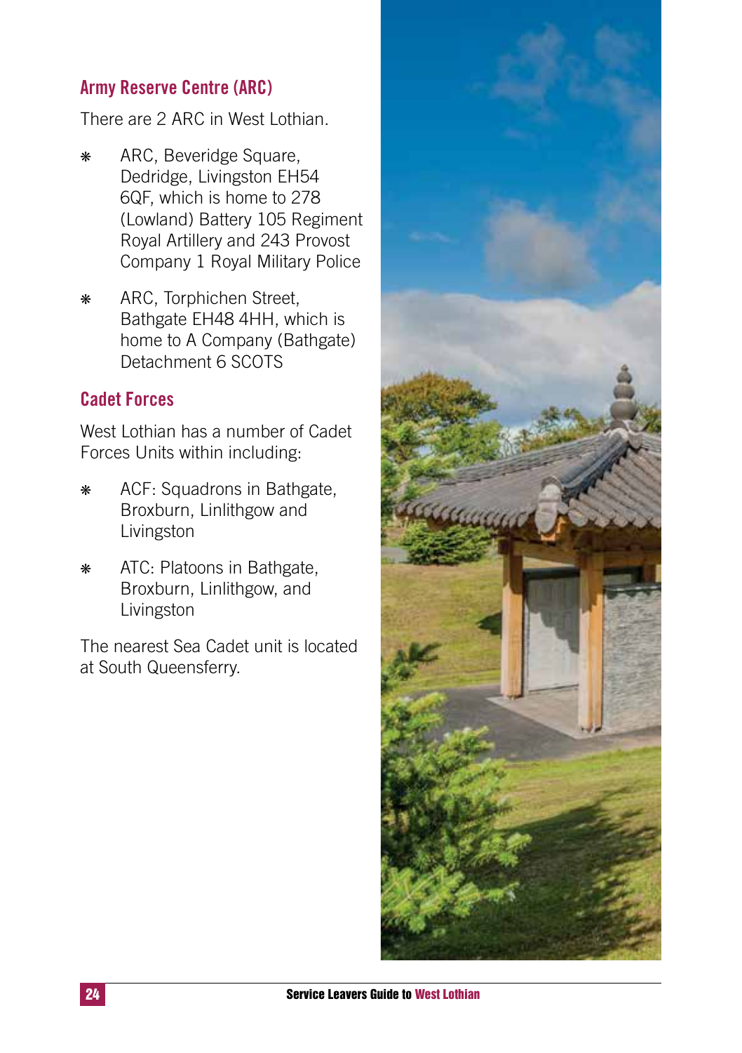## Army Reserve Centre (ARC)

There are 2 ARC in West Lothian.

- ARC, Beveridge Square, Dedridge, Livingston EH54 6QF, which is home to 278 (Lowland) Battery 105 Regiment Royal Artillery and 243 Provost Company 1 Royal Military Police
- ARC, Torphichen Street, Bathgate EH48 4HH, which is home to A Company (Bathgate) Detachment 6 SCOTS

## Cadet Forces

West Lothian has a number of Cadet Forces Units within including:

- ACF: Squadrons in Bathgate, Broxburn, Linlithgow and Livingston
- ATC: Platoons in Bathgate, Broxburn, Linlithgow, and Livingston

The nearest Sea Cadet unit is located at South Queensferry.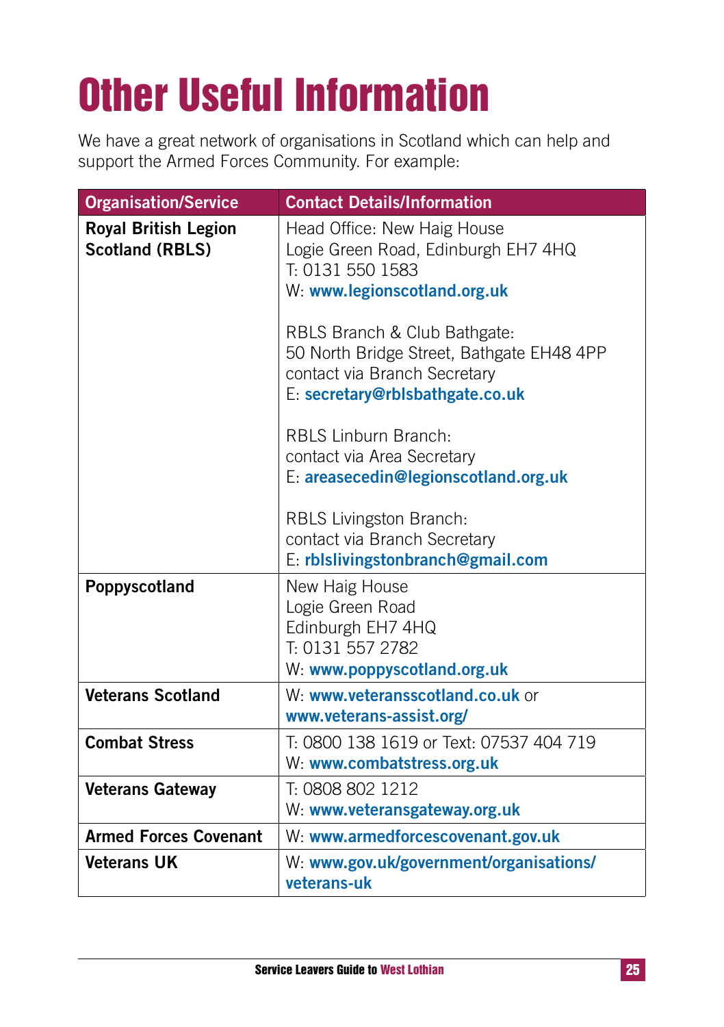# Other Useful Information

We have a great network of organisations in Scotland which can help and support the Armed Forces Community. For example:

| Organisation/Service | Contact Details/Information |
|---|---|
| **Royal British Legion Scotland (RBLS)** | Head Office: New Haig House<br>Logie Green Road, Edinburgh EH7 4HQ<br>T: 0131 550 1583<br>W: **www.legionscotland.org.uk**<br><br>RBLS Branch & Club Bathgate:<br>50 North Bridge Street, Bathgate EH48 4PP<br>contact via Branch Secretary<br>E: **secretary@rblsbathgate.co.uk**<br><br>RBLS Linburn Branch:<br>contact via Area Secretary<br>E: **areasecedin@legionscotland.org.uk**<br><br>RBLS Livingston Branch:<br>contact via Branch Secretary<br>E: **rblslivingstonbranch@gmail.com** |
| **Poppyscotland** | New Haig House<br>Logie Green Road<br>Edinburgh EH7 4HQ<br>T: 0131 557 2782<br>W: **www.poppyscotland.org.uk** |
| **Veterans Scotland** | W: **www.veteransscotland.co.uk** or **www.veterans-assist.org/** |
| **Combat Stress** | T: 0800 138 1619 or Text: 07537 404 719<br>W: **www.combatstress.org.uk** |
| **Veterans Gateway** | T: 0808 802 1212<br>W: **www.veteransgateway.org.uk** |
| **Armed Forces Covenant** | W: **www.armedforcescovenant.gov.uk** |
| **Veterans UK** | W: **www.gov.uk/government/organisations/veterans-uk** |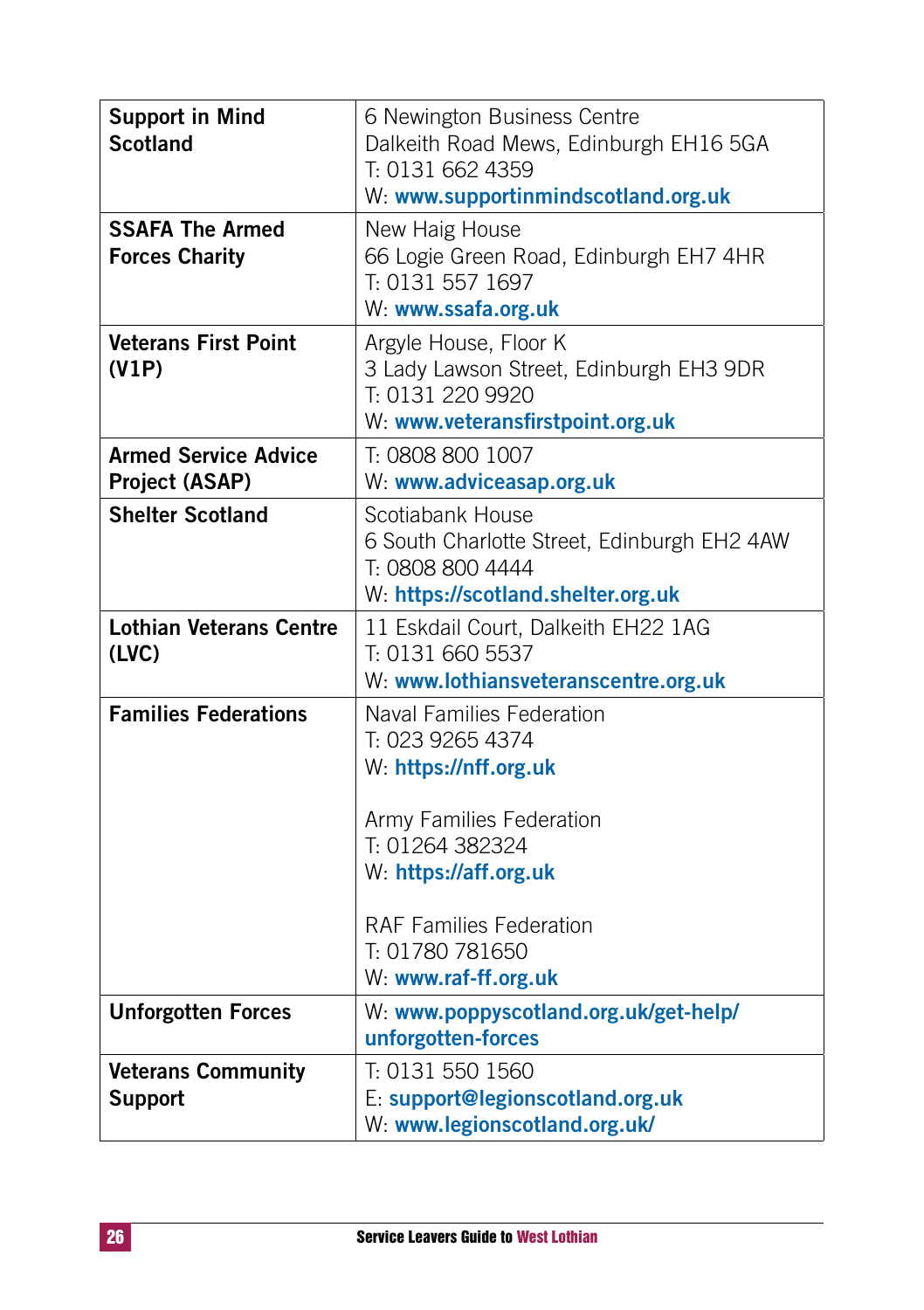| | |
|---|---|
| **Support in Mind Scotland** | 6 Newington Business Centre<br>Dalkeith Road Mews, Edinburgh EH16 5GA<br>T: 0131 662 4359<br>W: **www.supportinmindscotland.org.uk** |
| **SSAFA The Armed Forces Charity** | New Haig House<br>66 Logie Green Road, Edinburgh EH7 4HR<br>T: 0131 557 1697<br>W: **www.ssafa.org.uk** |
| **Veterans First Point (V1P)** | Argyle House, Floor K<br>3 Lady Lawson Street, Edinburgh EH3 9DR<br>T: 0131 220 9920<br>W: **www.veteransfirstpoint.org.uk** |
| **Armed Service Advice Project (ASAP)** | T: 0808 800 1007<br>W: **www.adviceasap.org.uk** |
| **Shelter Scotland** | Scotiabank House<br>6 South Charlotte Street, Edinburgh EH2 4AW<br>T: 0808 800 4444<br>W: **https://scotland.shelter.org.uk** |
| **Lothian Veterans Centre (LVC)** | 11 Eskdail Court, Dalkeith EH22 1AG<br>T: 0131 660 5537<br>W: **www.lothiansveteranscentre.org.uk** |
| **Families Federations** | Naval Families Federation<br>T: 023 9265 4374<br>W: **https://nff.org.uk**<br><br>Army Families Federation<br>T: 01264 382324<br>W: **https://aff.org.uk**<br><br>RAF Families Federation<br>T: 01780 781650<br>W: **www.raf-ff.org.uk** |
| **Unforgotten Forces** | W: **www.poppyscotland.org.uk/get-help/unforgotten-forces** |
| **Veterans Community Support** | T: 0131 550 1560<br>E: **support@legionscotland.org.uk**<br>W: **www.legionscotland.org.uk/** |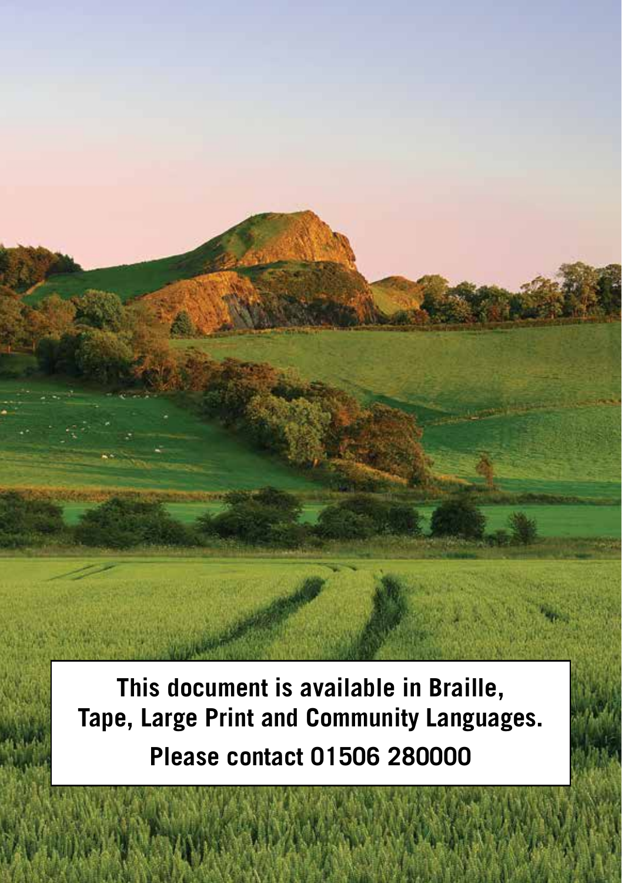**This document is available in Braille, Tape, Large Print and Community Languages.**

**Please contact 01506 280000**